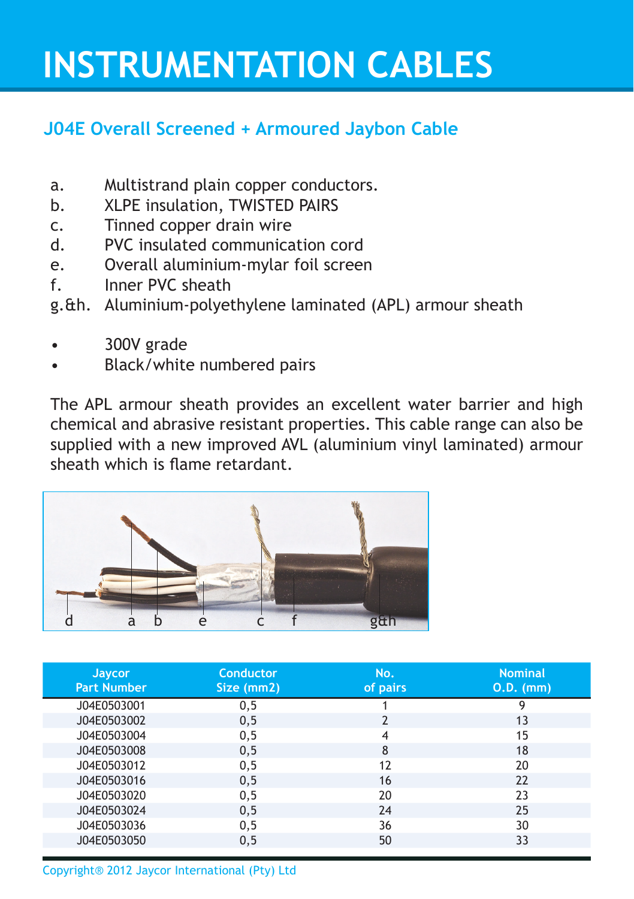# INSTRUMENTATION CABLES

## J04E Overall Screened + Armoured Jaybon Cable

- a. Multistrand plain copper conductors.
- b. XLPE insulation, TWISTED PAIRS
- c. Tinned copper drain wire
- d. PVC insulated communication cord
- e. Overall aluminium-mylar foil screen
- f. Inner PVC sheath
- g.&h. Aluminium-polyethylene laminated (APL) armour sheath

- 300V grade
- Black/white numbered pairs

The APL armour sheath provides an excellent water barrier and high chemical and abrasive resistant properties. This cable range can also be supplied with a new improved AVL (aluminium vinyl laminated) armour sheath which is flame retardant.

| Jaycor Part Number | Conductor Size (mm2) | No. of pairs | Nominal O.D. (mm) |
|---|---|---|---|
| J04E0503001 | 0,5 | 1 | 9 |
| J04E0503002 | 0,5 | 2 | 13 |
| J04E0503004 | 0,5 | 4 | 15 |
| J04E0503008 | 0,5 | 8 | 18 |
| J04E0503012 | 0,5 | 12 | 20 |
| J04E0503016 | 0,5 | 16 | 22 |
| J04E0503020 | 0,5 | 20 | 23 |
| J04E0503024 | 0,5 | 24 | 25 |
| J04E0503036 | 0,5 | 36 | 30 |
| J04E0503050 | 0,5 | 50 | 33 |

Copyright® 2012 Jaycor International (Pty) Ltd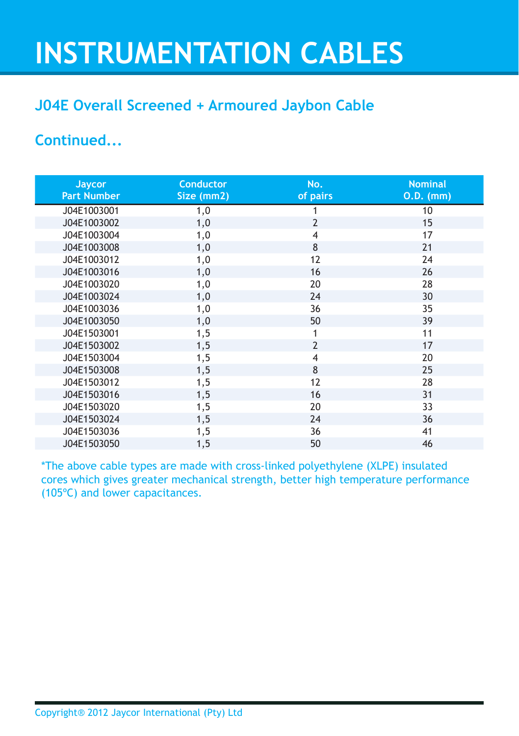# INSTRUMENTATION CABLES

## J04E Overall Screened + Armoured Jaybon Cable

## Continued...

| Jaycor Part Number | Conductor Size (mm2) | No. of pairs | Nominal O.D. (mm) |
|---|---|---|---|
| J04E1003001 | 1,0 | 1 | 10 |
| J04E1003002 | 1,0 | 2 | 15 |
| J04E1003004 | 1,0 | 4 | 17 |
| J04E1003008 | 1,0 | 8 | 21 |
| J04E1003012 | 1,0 | 12 | 24 |
| J04E1003016 | 1,0 | 16 | 26 |
| J04E1003020 | 1,0 | 20 | 28 |
| J04E1003024 | 1,0 | 24 | 30 |
| J04E1003036 | 1,0 | 36 | 35 |
| J04E1003050 | 1,0 | 50 | 39 |
| J04E1503001 | 1,5 | 1 | 11 |
| J04E1503002 | 1,5 | 2 | 17 |
| J04E1503004 | 1,5 | 4 | 20 |
| J04E1503008 | 1,5 | 8 | 25 |
| J04E1503012 | 1,5 | 12 | 28 |
| J04E1503016 | 1,5 | 16 | 31 |
| J04E1503020 | 1,5 | 20 | 33 |
| J04E1503024 | 1,5 | 24 | 36 |
| J04E1503036 | 1,5 | 36 | 41 |
| J04E1503050 | 1,5 | 50 | 46 |

*The above cable types are made with cross-linked polyethylene (XLPE) insulated cores which gives greater mechanical strength, better high temperature performance (105ºC) and lower capacitances.

Copyright® 2012 Jaycor International (Pty) Ltd